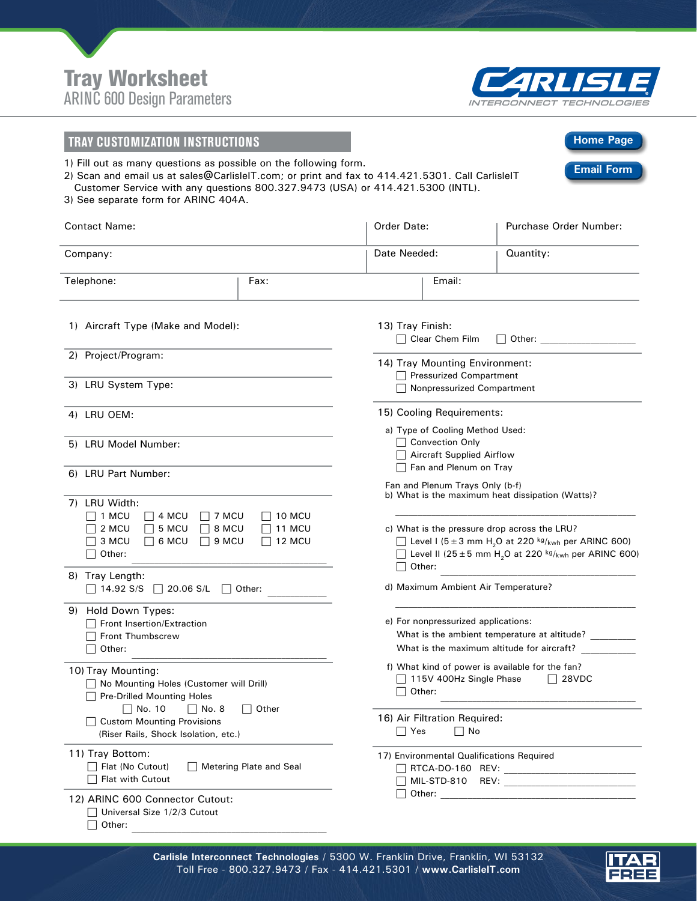# Tray Worksheet

## ARINC 600 Design Parameters

CARLISLE INTERCONNECT TECHNOLOGIES

## TRAY CUSTOMIZATION INSTRUCTIONS

Home Page

Email Form

1) Fill out as many questions as possible on the following form.
2) Scan and email us at sales@CarlisleIT.com; or print and fax to 414.421.5301. Call CarlisleIT Customer Service with any questions 800.327.9473 (USA) or 414.421.5300 (INTL).
3) See separate form for ARINC 404A.

| Contact Name: | Order Date: | Purchase Order Number: |
|---|---|---|
| Company: | Date Needed: | Quantity: |

| Telephone: | Fax: | Email: |
|---|---|---|

1) Aircraft Type (Make and Model):

2) Project/Program:

3) LRU System Type:

4) LRU OEM:

5) LRU Model Number:

6) LRU Part Number:

7) LRU Width:
- ☐ 1 MCU ☐ 4 MCU ☐ 7 MCU ☐ 10 MCU
- ☐ 2 MCU ☐ 5 MCU ☐ 8 MCU ☐ 11 MCU
- ☐ 3 MCU ☐ 6 MCU ☐ 9 MCU ☐ 12 MCU
- ☐ Other: ____________

8) Tray Length:
- ☐ 14.92 S/S ☐ 20.06 S/L ☐ Other: ____________

9) Hold Down Types:
- ☐ Front Insertion/Extraction
- ☐ Front Thumbscrew
- ☐ Other: ____________

10) Tray Mounting:
- ☐ No Mounting Holes (Customer will Drill)
- ☐ Pre-Drilled Mounting Holes
  - ☐ No. 10 ☐ No. 8 ☐ Other
- ☐ Custom Mounting Provisions (Riser Rails, Shock Isolation, etc.)

11) Tray Bottom:
- ☐ Flat (No Cutout) ☐ Metering Plate and Seal
- ☐ Flat with Cutout

12) ARINC 600 Connector Cutout:
- ☐ Universal Size 1/2/3 Cutout
- ☐ Other: ____________

13) Tray Finish:
- ☐ Clear Chem Film ☐ Other: ____________

14) Tray Mounting Environment:
- ☐ Pressurized Compartment
- ☐ Nonpressurized Compartment

15) Cooling Requirements:

a) Type of Cooling Method Used:
- ☐ Convection Only
- ☐ Aircraft Supplied Airflow
- ☐ Fan and Plenum on Tray

Fan and Plenum Trays Only (b-f)

b) What is the maximum heat dissipation (Watts)?

____________

c) What is the pressure drop across the LRU?
- ☐ Level I ($5 \pm 3$ mm $H_2O$ at 220 $^{kg}/_{kwh}$ per ARINC 600)
- ☐ Level II ($25 \pm 5$ mm $H_2O$ at 220 $^{kg}/_{kwh}$ per ARINC 600)
- ☐ Other: ____________

d) Maximum Ambient Air Temperature?

____________

e) For nonpressurized applications:
- What is the ambient temperature at altitude? ____________
- What is the maximum altitude for aircraft? ____________

f) What kind of power is available for the fan?
- ☐ 115V 400Hz Single Phase ☐ 28VDC
- ☐ Other: ____________

16) Air Filtration Required:
- ☐ Yes ☐ No

17) Environmental Qualifications Required
- ☐ RTCA-DO-160 REV: ____________
- ☐ MIL-STD-810 REV: ____________
- ☐ Other: ____________

**Carlisle Interconnect Technologies** / 5300 W. Franklin Drive, Franklin, WI 53132
Toll Free - 800.327.9473 / Fax - 414.421.5301 / **www.CarlisleIT.com**

ITAR FREE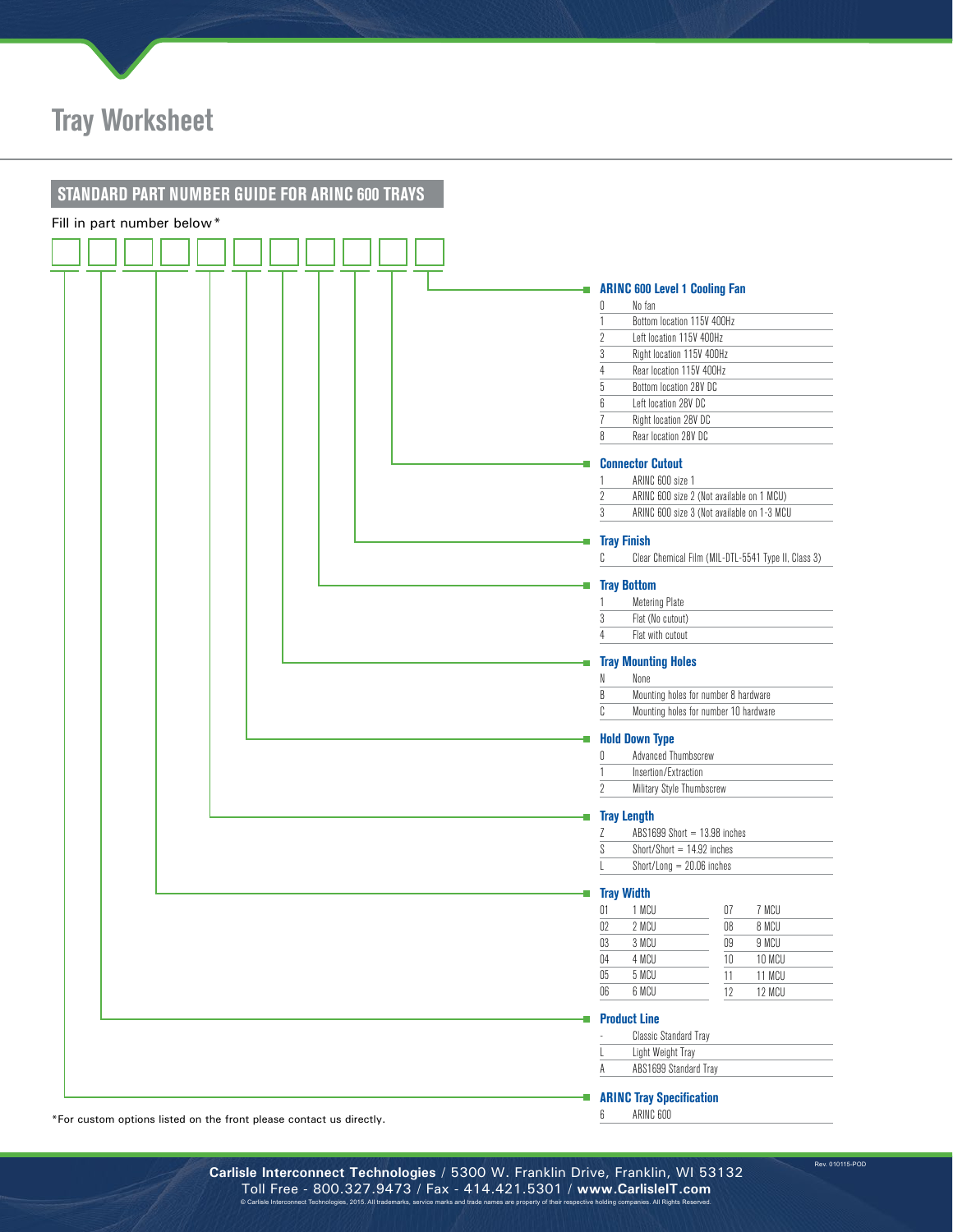# Tray Worksheet

## STANDARD PART NUMBER GUIDE FOR ARINC 600 TRAYS

Fill in part number below*

| | | | | | | | | | | |
|---|---|---|---|---|---|---|---|---|---|---|
| | | | | | | | | | | |

### ARINC 600 Level 1 Cooling Fan

| | |
|---|---|
| 0 | No fan |
| 1 | Bottom location 115V 400Hz |
| 2 | Left location 115V 400Hz |
| 3 | Right location 115V 400Hz |
| 4 | Rear location 115V 400Hz |
| 5 | Bottom location 28V DC |
| 6 | Left location 28V DC |
| 7 | Right location 28V DC |
| 8 | Rear location 28V DC |

### Connector Cutout

| | |
|---|---|
| 1 | ARINC 600 size 1 |
| 2 | ARINC 600 size 2 (Not available on 1 MCU) |
| 3 | ARINC 600 size 3 (Not available on 1-3 MCU |

### Tray Finish

| | |
|---|---|
| C | Clear Chemical Film (MIL-DTL-5541 Type II, Class 3) |

### Tray Bottom

| | |
|---|---|
| 1 | Metering Plate |
| 3 | Flat (No cutout) |
| 4 | Flat with cutout |

### Tray Mounting Holes

| | |
|---|---|
| N | None |
| B | Mounting holes for number 8 hardware |
| C | Mounting holes for number 10 hardware |

### Hold Down Type

| | |
|---|---|
| 0 | Advanced Thumbscrew |
| 1 | Insertion/Extraction |
| 2 | Military Style Thumbscrew |

### Tray Length

| | |
|---|---|
| Z | ABS1699 Short = 13.98 inches |
| S | Short/Short = 14.92 inches |
| L | Short/Long = 20.06 inches |

### Tray Width

| | | | |
|---|---|---|---|
| 01 | 1 MCU | 07 | 7 MCU |
| 02 | 2 MCU | 08 | 8 MCU |
| 03 | 3 MCU | 09 | 9 MCU |
| 04 | 4 MCU | 10 | 10 MCU |
| 05 | 5 MCU | 11 | 11 MCU |
| 06 | 6 MCU | 12 | 12 MCU |

### Product Line

| | |
|---|---|
| - | Classic Standard Tray |
| L | Light Weight Tray |
| A | ABS1699 Standard Tray |

### ARINC Tray Specification

| | |
|---|---|
| 6 | ARINC 600 |

*For custom options listed on the front please contact us directly.

**Carlisle Interconnect Technologies** / 5300 W. Franklin Drive, Franklin, WI 53132
Toll Free - 800.327.9473 / Fax - 414.421.5301 / **www.CarlisleIT.com**
© Carlisle Interconnect Technologies, 2015. All trademarks, service marks and trade names are property of their respective holding companies. All Rights Reserved.

Rev. 010115-POD